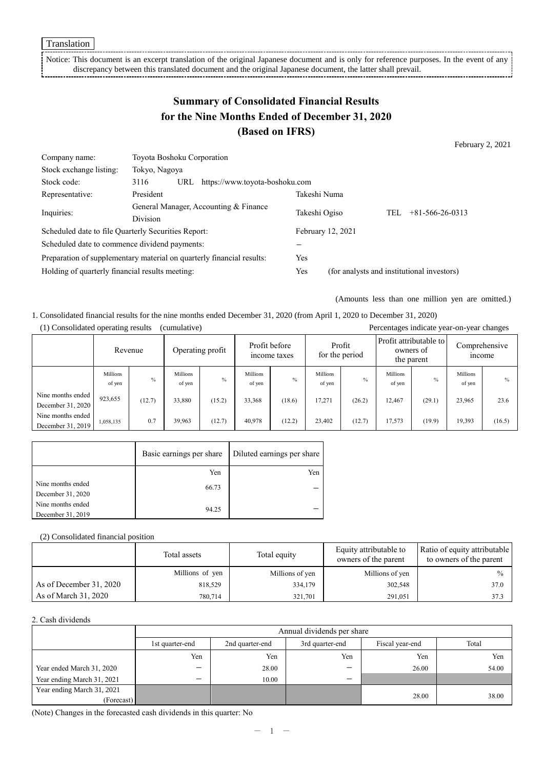Translation

Notice: This document is an excerpt translation of the original Japanese document and is only for reference purposes. In the event of any discrepancy between this translated document and the original Japanese document, the latter shall prevail.

# Summary of Consolidated Financial Results for the Nine Months Ended of December 31, 2020 (Based on IFRS)

February 2, 2021

| | | |
|---|---|---|
| Company name: | Toyota Boshoku Corporation | |
| Stock exchange listing: | Tokyo, Nagoya | |
| Stock code: | 3116 URL https://www.toyota-boshoku.com | |
| Representative: | President | Takeshi Numa |
| Inquiries: | General Manager, Accounting & Finance Division | Takeshi Ogiso TEL +81-566-26-0313 |
| Scheduled date to file Quarterly Securities Report: | | February 12, 2021 |
| Scheduled date to commence dividend payments: | | − |
| Preparation of supplementary material on quarterly financial results: | | Yes |
| Holding of quarterly financial results meeting: | | Yes (for analysts and institutional investors) |

(Amounts less than one million yen are omitted.)

1. Consolidated financial results for the nine months ended December 31, 2020 (from April 1, 2020 to December 31, 2020)

(1) Consolidated operating results (cumulative)

Percentages indicate year-on-year changes

| | Revenue | | Operating profit | | Profit before income taxes | | Profit for the period | | Profit attributable to owners of the parent | | Comprehensive income | |
|---|---|---|---|---|---|---|---|---|---|---|---|---|
| | Millions of yen | % | Millions of yen | % | Millions of yen | % | Millions of yen | % | Millions of yen | % | Millions of yen | % |
| Nine months ended December 31, 2020 | 923,655 | (12.7) | 33,880 | (15.2) | 33,368 | (18.6) | 17,271 | (26.2) | 12,467 | (29.1) | 23,965 | 23.6 |
| Nine months ended December 31, 2019 | 1,058,135 | 0.7 | 39,963 | (12.7) | 40,978 | (12.2) | 23,402 | (12.7) | 17,573 | (19.9) | 19,393 | (16.5) |

| | Basic earnings per share | Diluted earnings per share |
|---|---|---|
| | Yen | Yen |
| Nine months ended December 31, 2020 | 66.73 | − |
| Nine months ended December 31, 2019 | 94.25 | − |

(2) Consolidated financial position

| | Total assets | Total equity | Equity attributable to owners of the parent | Ratio of equity attributable to owners of the parent |
|---|---|---|---|---|
| | Millions of yen | Millions of yen | Millions of yen | % |
| As of December 31, 2020 | 818,529 | 334,179 | 302,548 | 37.0 |
| As of March 31, 2020 | 780,714 | 321,701 | 291,051 | 37.3 |

2. Cash dividends

| | Annual dividends per share | | | | |
|---|---|---|---|---|---|
| | 1st quarter-end | 2nd quarter-end | 3rd quarter-end | Fiscal year-end | Total |
| | Yen | Yen | Yen | Yen | Yen |
| Year ended March 31, 2020 | − | 28.00 | − | 26.00 | 54.00 |
| Year ending March 31, 2021 | − | 10.00 | − | | |
| Year ending March 31, 2021 (Forecast) | | | | 28.00 | 38.00 |

(Note) Changes in the forecasted cash dividends in this quarter: No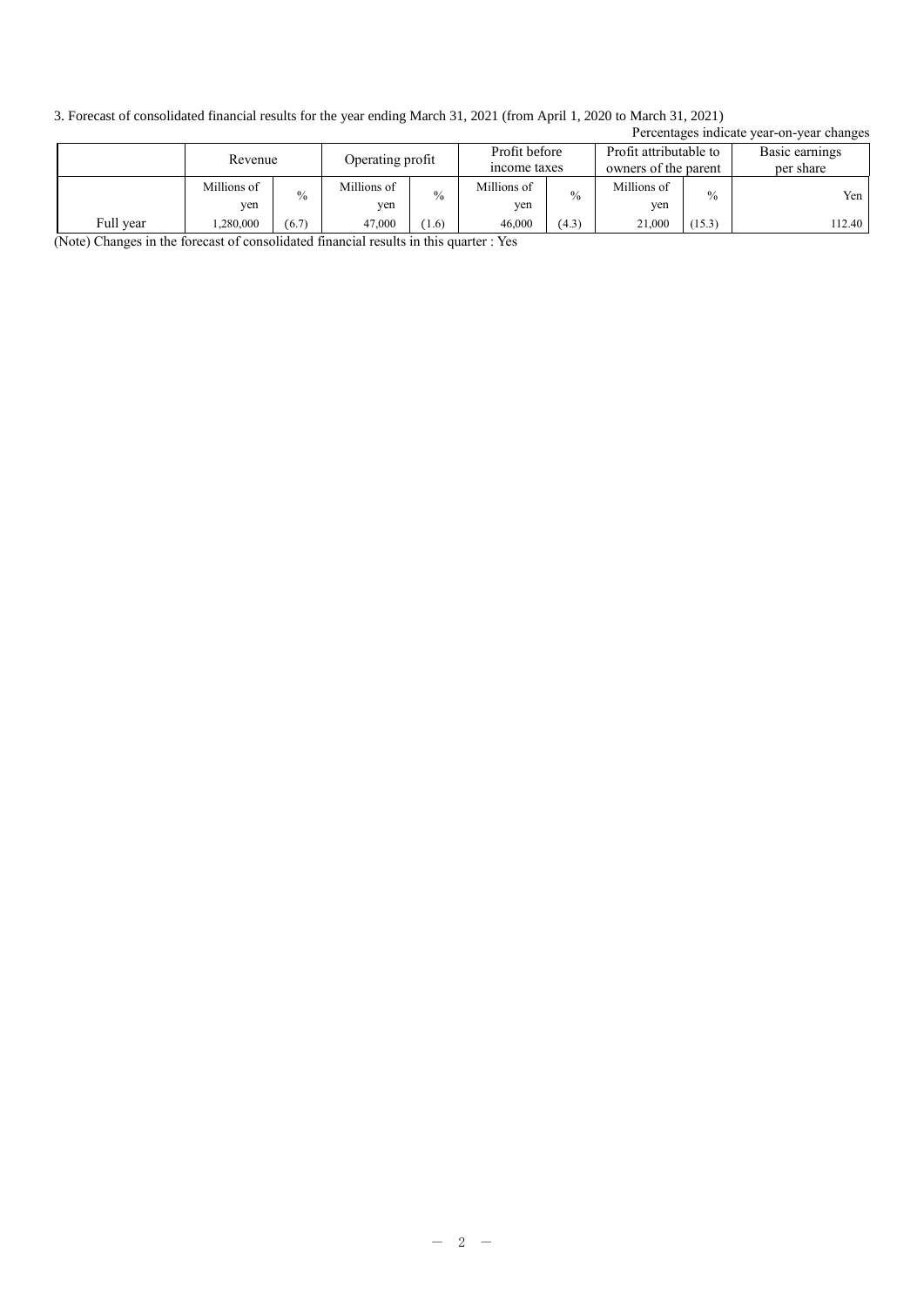3. Forecast of consolidated financial results for the year ending March 31, 2021 (from April 1, 2020 to March 31, 2021)

Percentages indicate year-on-year changes

| | Revenue | | Operating profit | | Profit before income taxes | | Profit attributable to owners of the parent | | Basic earnings per share |
|---|---|---|---|---|---|---|---|---|---|
| | Millions of yen | % | Millions of yen | % | Millions of yen | % | Millions of yen | % | Yen |
| Full year | 1,280,000 | (6.7) | 47,000 | (1.6) | 46,000 | (4.3) | 21,000 | (15.3) | 112.40 |

(Note) Changes in the forecast of consolidated financial results in this quarter : Yes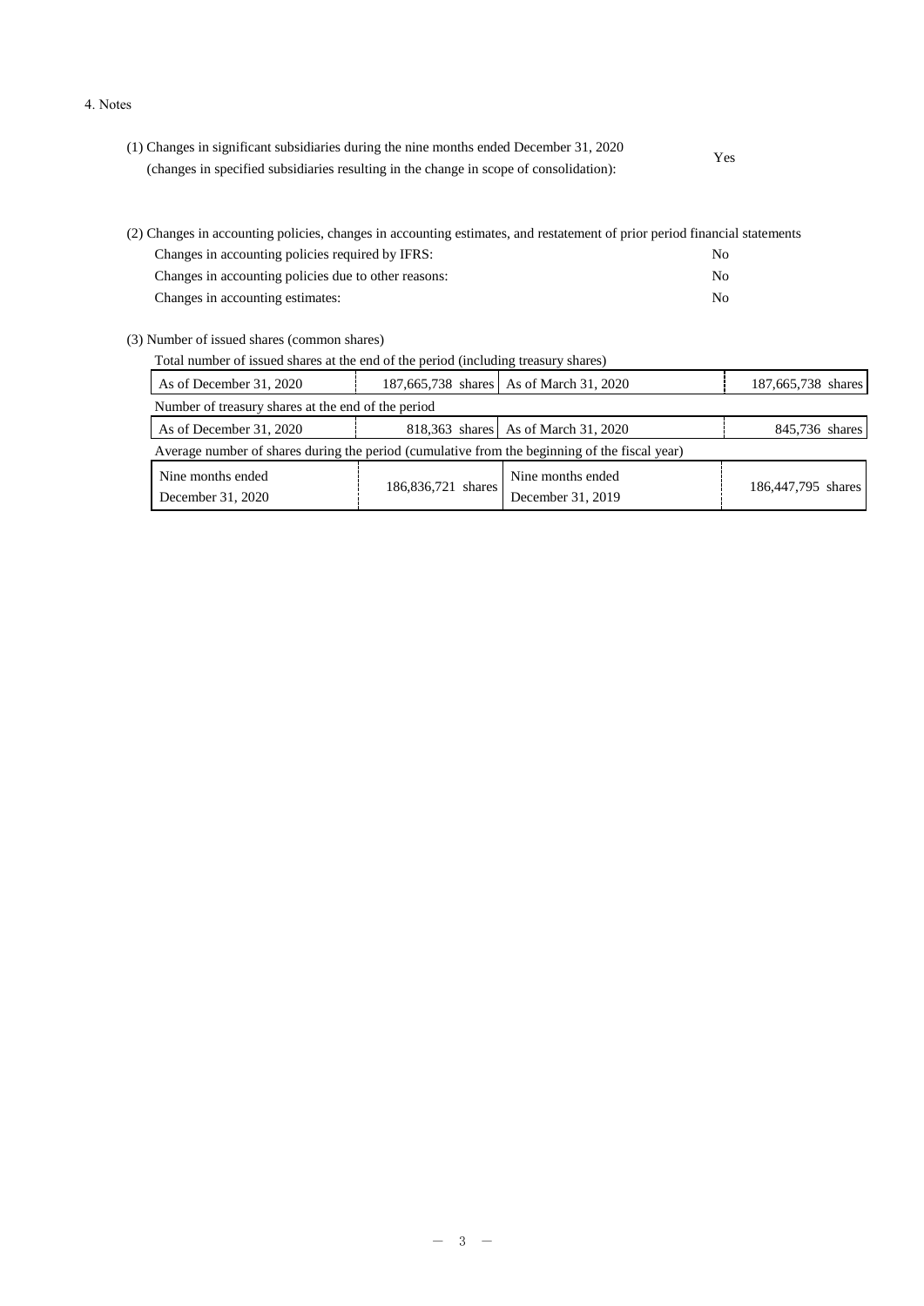4. Notes

(1) Changes in significant subsidiaries during the nine months ended December 31, 2020 (changes in specified subsidiaries resulting in the change in scope of consolidation): Yes

(2) Changes in accounting policies, changes in accounting estimates, and restatement of prior period financial statements

| | |
|---|---|
| Changes in accounting policies required by IFRS: | No |
| Changes in accounting policies due to other reasons: | No |
| Changes in accounting estimates: | No |

(3) Number of issued shares (common shares)

Total number of issued shares at the end of the period (including treasury shares)

| | | | |
|---|---|---|---|
| As of December 31, 2020 | 187,665,738 shares | As of March 31, 2020 | 187,665,738 shares |

Number of treasury shares at the end of the period

| | | | |
|---|---|---|---|
| As of December 31, 2020 | 818,363 shares | As of March 31, 2020 | 845,736 shares |

Average number of shares during the period (cumulative from the beginning of the fiscal year)

| | | | |
|---|---|---|---|
| Nine months ended December 31, 2020 | 186,836,721 shares | Nine months ended December 31, 2019 | 186,447,795 shares |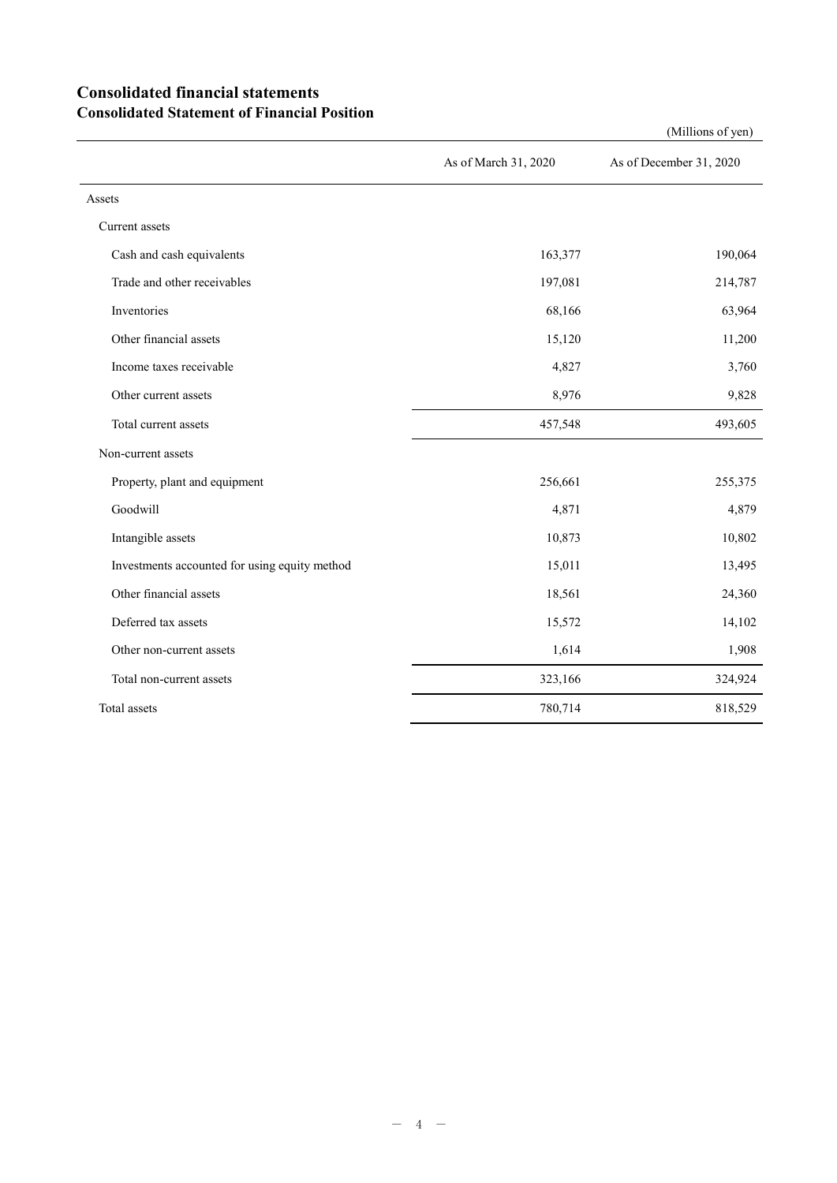# Consolidated financial statements

## Consolidated Statement of Financial Position

(Millions of yen)

| | As of March 31, 2020 | As of December 31, 2020 |
|---|---|---|
| Assets | | |
| Current assets | | |
| Cash and cash equivalents | 163,377 | 190,064 |
| Trade and other receivables | 197,081 | 214,787 |
| Inventories | 68,166 | 63,964 |
| Other financial assets | 15,120 | 11,200 |
| Income taxes receivable | 4,827 | 3,760 |
| Other current assets | 8,976 | 9,828 |
| Total current assets | 457,548 | 493,605 |
| Non-current assets | | |
| Property, plant and equipment | 256,661 | 255,375 |
| Goodwill | 4,871 | 4,879 |
| Intangible assets | 10,873 | 10,802 |
| Investments accounted for using equity method | 15,011 | 13,495 |
| Other financial assets | 18,561 | 24,360 |
| Deferred tax assets | 15,572 | 14,102 |
| Other non-current assets | 1,614 | 1,908 |
| Total non-current assets | 323,166 | 324,924 |
| Total assets | 780,714 | 818,529 |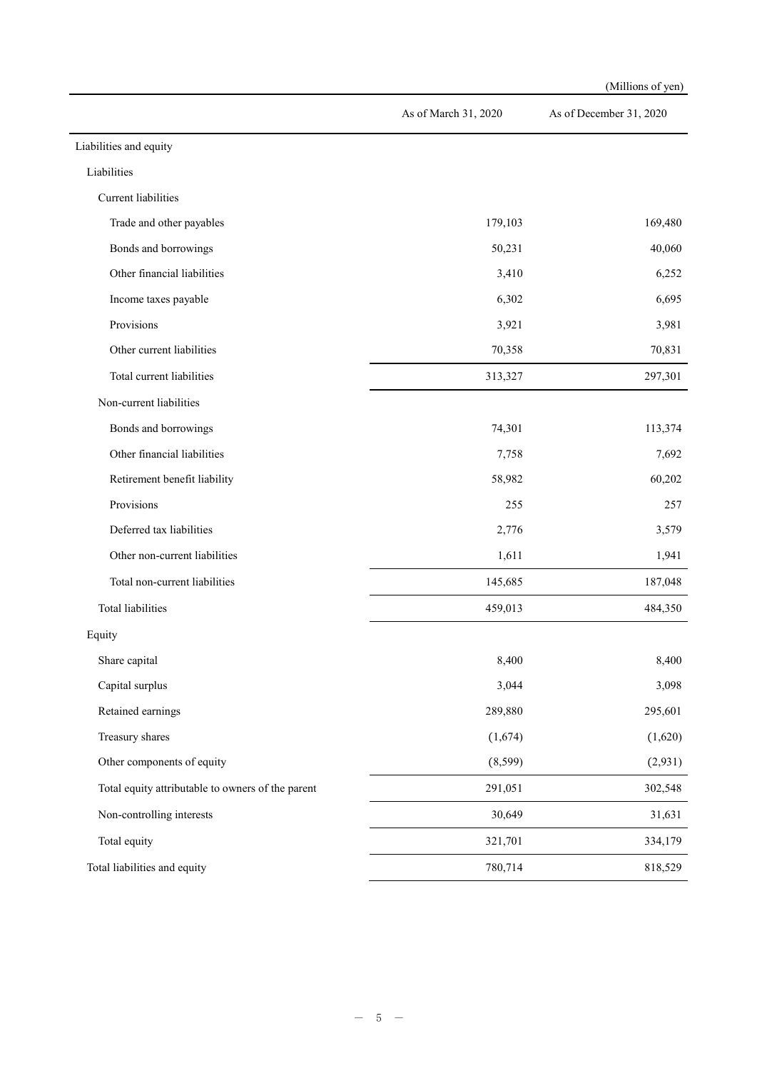(Millions of yen)

| | As of March 31, 2020 | As of December 31, 2020 |
|---|---|---|
| Liabilities and equity | | |
| Liabilities | | |
| Current liabilities | | |
| Trade and other payables | 179,103 | 169,480 |
| Bonds and borrowings | 50,231 | 40,060 |
| Other financial liabilities | 3,410 | 6,252 |
| Income taxes payable | 6,302 | 6,695 |
| Provisions | 3,921 | 3,981 |
| Other current liabilities | 70,358 | 70,831 |
| Total current liabilities | 313,327 | 297,301 |
| Non-current liabilities | | |
| Bonds and borrowings | 74,301 | 113,374 |
| Other financial liabilities | 7,758 | 7,692 |
| Retirement benefit liability | 58,982 | 60,202 |
| Provisions | 255 | 257 |
| Deferred tax liabilities | 2,776 | 3,579 |
| Other non-current liabilities | 1,611 | 1,941 |
| Total non-current liabilities | 145,685 | 187,048 |
| Total liabilities | 459,013 | 484,350 |
| Equity | | |
| Share capital | 8,400 | 8,400 |
| Capital surplus | 3,044 | 3,098 |
| Retained earnings | 289,880 | 295,601 |
| Treasury shares | (1,674) | (1,620) |
| Other components of equity | (8,599) | (2,931) |
| Total equity attributable to owners of the parent | 291,051 | 302,548 |
| Non-controlling interests | 30,649 | 31,631 |
| Total equity | 321,701 | 334,179 |
| Total liabilities and equity | 780,714 | 818,529 |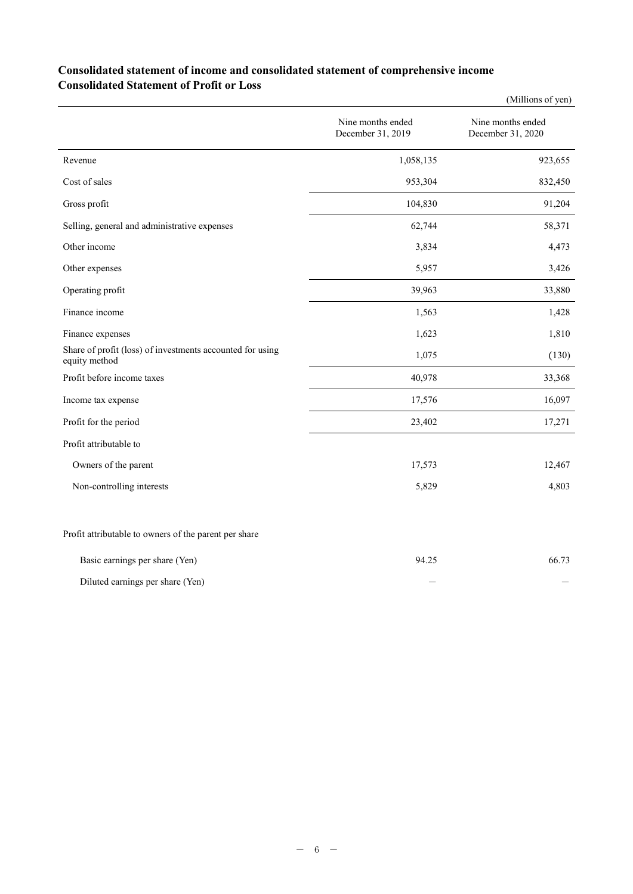## Consolidated statement of income and consolidated statement of comprehensive income

## Consolidated Statement of Profit or Loss

(Millions of yen)

| | Nine months ended December 31, 2019 | Nine months ended December 31, 2020 |
|---|---|---|
| Revenue | 1,058,135 | 923,655 |
| Cost of sales | 953,304 | 832,450 |
| Gross profit | 104,830 | 91,204 |
| Selling, general and administrative expenses | 62,744 | 58,371 |
| Other income | 3,834 | 4,473 |
| Other expenses | 5,957 | 3,426 |
| Operating profit | 39,963 | 33,880 |
| Finance income | 1,563 | 1,428 |
| Finance expenses | 1,623 | 1,810 |
| Share of profit (loss) of investments accounted for using equity method | 1,075 | (130) |
| Profit before income taxes | 40,978 | 33,368 |
| Income tax expense | 17,576 | 16,097 |
| Profit for the period | 23,402 | 17,271 |
| Profit attributable to | | |
| Owners of the parent | 17,573 | 12,467 |
| Non-controlling interests | 5,829 | 4,803 |
| | | |
| Profit attributable to owners of the parent per share | | |
| Basic earnings per share (Yen) | 94.25 | 66.73 |
| Diluted earnings per share (Yen) | — | — |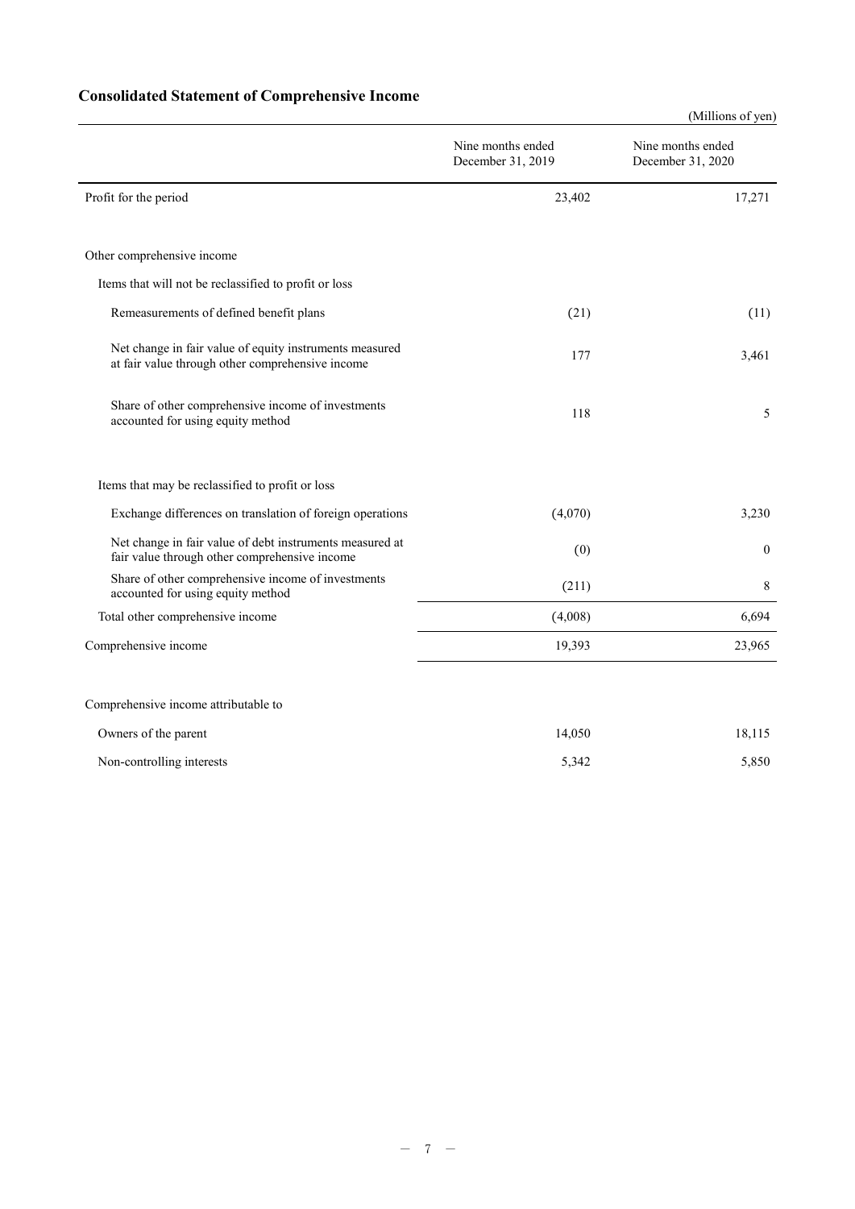## Consolidated Statement of Comprehensive Income

(Millions of yen)

| | Nine months ended December 31, 2019 | Nine months ended December 31, 2020 |
|---|---|---|
| Profit for the period | 23,402 | 17,271 |
| | | |
| Other comprehensive income | | |
| Items that will not be reclassified to profit or loss | | |
| Remeasurements of defined benefit plans | (21) | (11) |
| Net change in fair value of equity instruments measured at fair value through other comprehensive income | 177 | 3,461 |
| Share of other comprehensive income of investments accounted for using equity method | 118 | 5 |
| | | |
| Items that may be reclassified to profit or loss | | |
| Exchange differences on translation of foreign operations | (4,070) | 3,230 |
| Net change in fair value of debt instruments measured at fair value through other comprehensive income | (0) | 0 |
| Share of other comprehensive income of investments accounted for using equity method | (211) | 8 |
| Total other comprehensive income | (4,008) | 6,694 |
| Comprehensive income | 19,393 | 23,965 |
| | | |
| Comprehensive income attributable to | | |
| Owners of the parent | 14,050 | 18,115 |
| Non-controlling interests | 5,342 | 5,850 |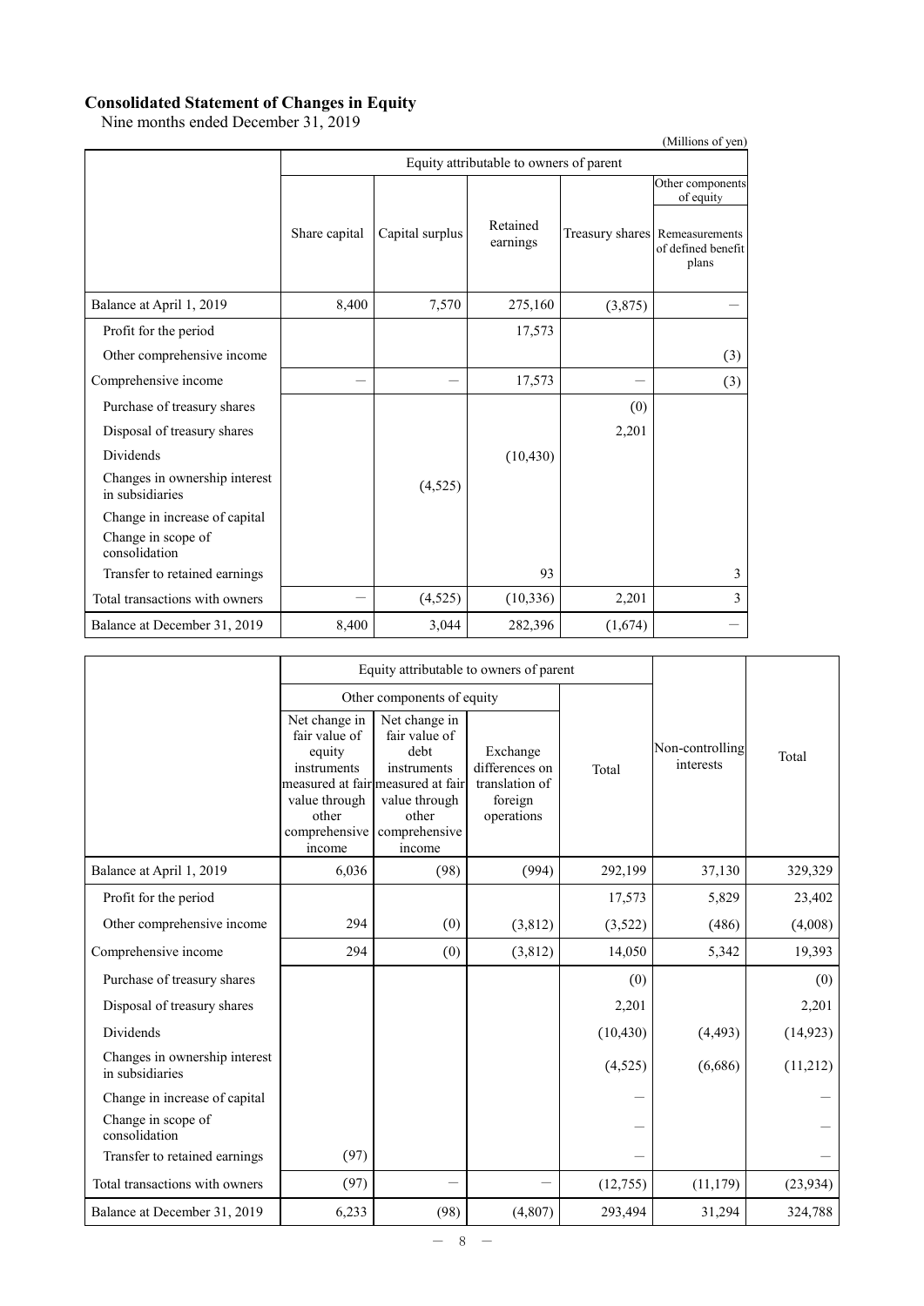## Consolidated Statement of Changes in Equity

Nine months ended December 31, 2019

(Millions of yen)

| | Equity attributable to owners of parent | | | | |
|---|---|---|---|---|---|
| | | | | | Other components of equity |
| | Share capital | Capital surplus | Retained earnings | Treasury shares | Remeasurements of defined benefit plans |
| Balance at April 1, 2019 | 8,400 | 7,570 | 275,160 | (3,875) | － |
| Profit for the period | | | 17,573 | | |
| Other comprehensive income | | | | | (3) |
| Comprehensive income | － | － | 17,573 | － | (3) |
| Purchase of treasury shares | | | | (0) | |
| Disposal of treasury shares | | | | 2,201 | |
| Dividends | | | (10,430) | | |
| Changes in ownership interest in subsidiaries | | (4,525) | | | |
| Change in increase of capital | | | | | |
| Change in scope of consolidation | | | | | |
| Transfer to retained earnings | | | 93 | | 3 |
| Total transactions with owners | － | (4,525) | (10,336) | 2,201 | 3 |
| Balance at December 31, 2019 | 8,400 | 3,044 | 282,396 | (1,674) | － |

| | Equity attributable to owners of parent | | | | | |
|---|---|---|---|---|---|---|
| | Other components of equity | | | | | |
| | Net change in fair value of equity instruments measured at fair value through other comprehensive income | Net change in fair value of debt instruments measured at fair value through other comprehensive income | Exchange differences on translation of foreign operations | Total | Non-controlling interests | Total |
| Balance at April 1, 2019 | 6,036 | (98) | (994) | 292,199 | 37,130 | 329,329 |
| Profit for the period | | | | 17,573 | 5,829 | 23,402 |
| Other comprehensive income | 294 | (0) | (3,812) | (3,522) | (486) | (4,008) |
| Comprehensive income | 294 | (0) | (3,812) | 14,050 | 5,342 | 19,393 |
| Purchase of treasury shares | | | | (0) | | (0) |
| Disposal of treasury shares | | | | 2,201 | | 2,201 |
| Dividends | | | | (10,430) | (4,493) | (14,923) |
| Changes in ownership interest in subsidiaries | | | | (4,525) | (6,686) | (11,212) |
| Change in increase of capital | | | | － | | － |
| Change in scope of consolidation | | | | － | | － |
| Transfer to retained earnings | (97) | | | － | | － |
| Total transactions with owners | (97) | － | － | (12,755) | (11,179) | (23,934) |
| Balance at December 31, 2019 | 6,233 | (98) | (4,807) | 293,494 | 31,294 | 324,788 |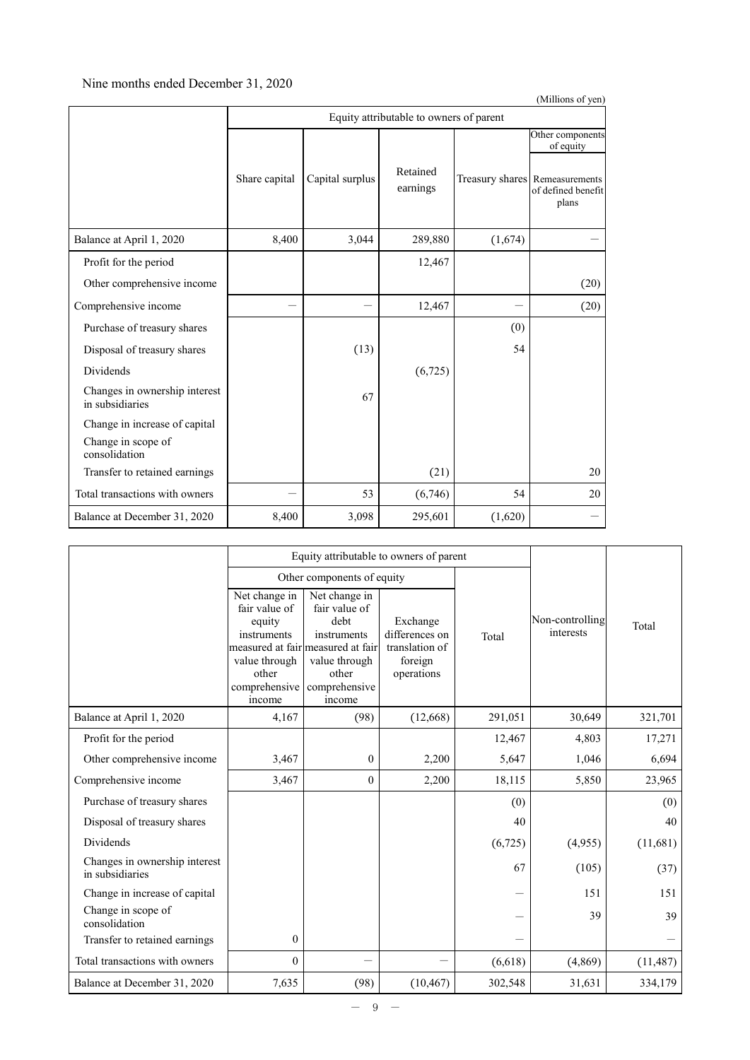Nine months ended December 31, 2020

(Millions of yen)

| | Equity attributable to owners of parent | | | | |
|---|---|---|---|---|---|
| | | | | | Other components of equity |
| | Share capital | Capital surplus | Retained earnings | Treasury shares | Remeasurements of defined benefit plans |
| Balance at April 1, 2020 | 8,400 | 3,044 | 289,880 | (1,674) | － |
| Profit for the period | | | 12,467 | | |
| Other comprehensive income | | | | | (20) |
| Comprehensive income | － | － | 12,467 | － | (20) |
| Purchase of treasury shares | | | | (0) | |
| Disposal of treasury shares | | (13) | | 54 | |
| Dividends | | | (6,725) | | |
| Changes in ownership interest in subsidiaries | | 67 | | | |
| Change in increase of capital | | | | | |
| Change in scope of consolidation | | | | | |
| Transfer to retained earnings | | | (21) | | 20 |
| Total transactions with owners | － | 53 | (6,746) | 54 | 20 |
| Balance at December 31, 2020 | 8,400 | 3,098 | 295,601 | (1,620) | － |

| | Equity attributable to owners of parent | | | | Non-controlling interests | Total |
|---|---|---|---|---|---|---|
| | Other components of equity | | | | | |
| | Net change in fair value of equity instruments measured at fair value through other comprehensive income | Net change in fair value of debt instruments measured at fair value through other comprehensive income | Exchange differences on translation of foreign operations | Total | | |
| Balance at April 1, 2020 | 4,167 | (98) | (12,668) | 291,051 | 30,649 | 321,701 |
| Profit for the period | | | | 12,467 | 4,803 | 17,271 |
| Other comprehensive income | 3,467 | 0 | 2,200 | 5,647 | 1,046 | 6,694 |
| Comprehensive income | 3,467 | 0 | 2,200 | 18,115 | 5,850 | 23,965 |
| Purchase of treasury shares | | | | (0) | | (0) |
| Disposal of treasury shares | | | | 40 | | 40 |
| Dividends | | | | (6,725) | (4,955) | (11,681) |
| Changes in ownership interest in subsidiaries | | | | 67 | (105) | (37) |
| Change in increase of capital | | | | － | 151 | 151 |
| Change in scope of consolidation | | | | － | 39 | 39 |
| Transfer to retained earnings | 0 | | | － | | － |
| Total transactions with owners | 0 | － | － | (6,618) | (4,869) | (11,487) |
| Balance at December 31, 2020 | 7,635 | (98) | (10,467) | 302,548 | 31,631 | 334,179 |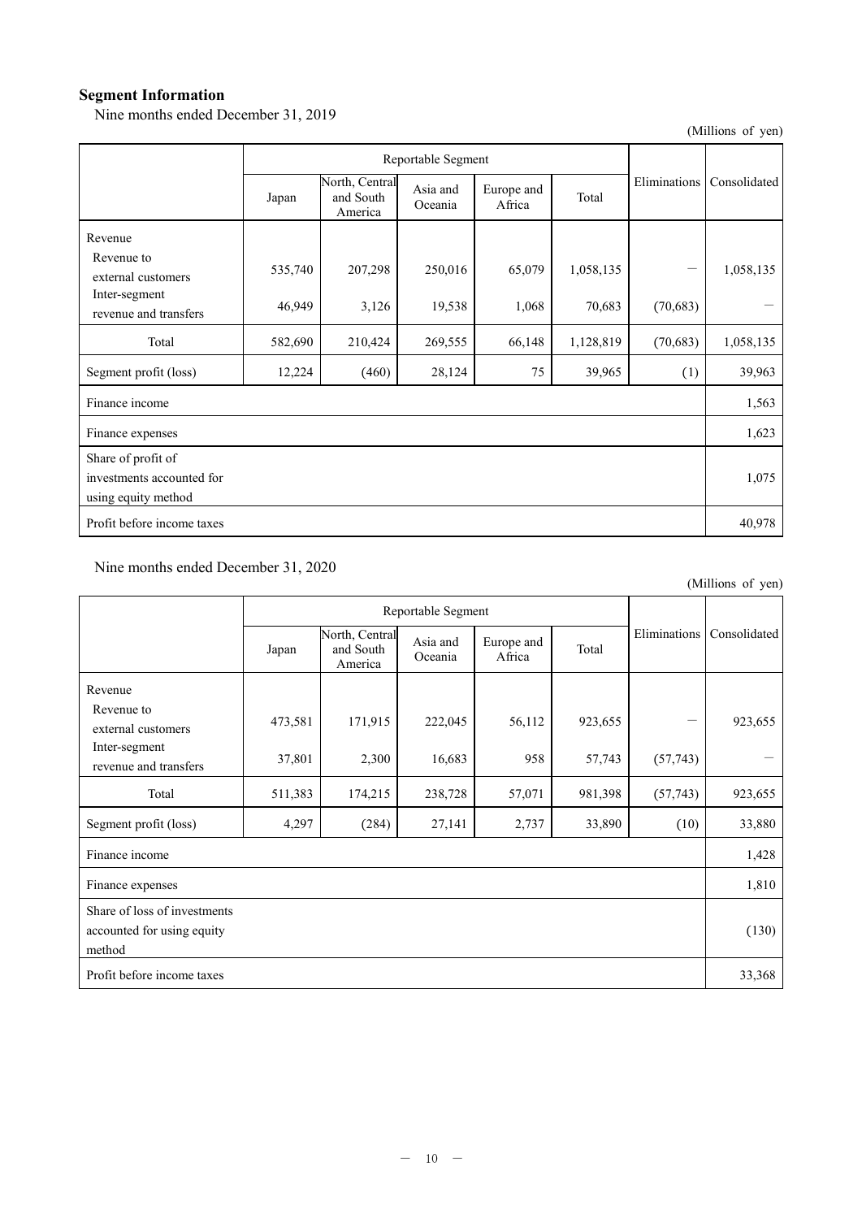## Segment Information

Nine months ended December 31, 2019

(Millions of yen)

| | Reportable Segment | | | | | Eliminations | Consolidated |
|---|---|---|---|---|---|---|---|
| | Japan | North, Central and South America | Asia and Oceania | Europe and Africa | Total | | |
| Revenue | | | | | | | |
| Revenue to external customers | 535,740 | 207,298 | 250,016 | 65,079 | 1,058,135 | — | 1,058,135 |
| Inter-segment revenue and transfers | 46,949 | 3,126 | 19,538 | 1,068 | 70,683 | (70,683) | — |
| Total | 582,690 | 210,424 | 269,555 | 66,148 | 1,128,819 | (70,683) | 1,058,135 |
| Segment profit (loss) | 12,224 | (460) | 28,124 | 75 | 39,965 | (1) | 39,963 |
| Finance income | | | | | | | 1,563 |
| Finance expenses | | | | | | | 1,623 |
| Share of profit of investments accounted for using equity method | | | | | | | 1,075 |
| Profit before income taxes | | | | | | | 40,978 |

Nine months ended December 31, 2020

(Millions of yen)

| | Reportable Segment | | | | | Eliminations | Consolidated |
|---|---|---|---|---|---|---|---|
| | Japan | North, Central and South America | Asia and Oceania | Europe and Africa | Total | | |
| Revenue | | | | | | | |
| Revenue to external customers | 473,581 | 171,915 | 222,045 | 56,112 | 923,655 | — | 923,655 |
| Inter-segment revenue and transfers | 37,801 | 2,300 | 16,683 | 958 | 57,743 | (57,743) | — |
| Total | 511,383 | 174,215 | 238,728 | 57,071 | 981,398 | (57,743) | 923,655 |
| Segment profit (loss) | 4,297 | (284) | 27,141 | 2,737 | 33,890 | (10) | 33,880 |
| Finance income | | | | | | | 1,428 |
| Finance expenses | | | | | | | 1,810 |
| Share of loss of investments accounted for using equity method | | | | | | | (130) |
| Profit before income taxes | | | | | | | 33,368 |